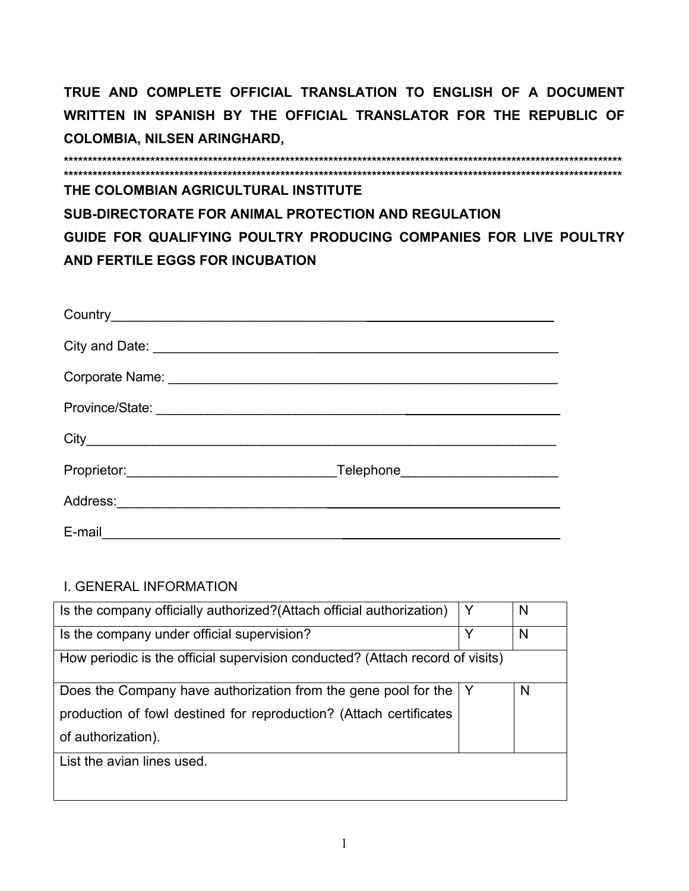**TRUE AND COMPLETE OFFICIAL TRANSLATION TO ENGLISH OF A DOCUMENT WRITTEN IN SPANISH BY THE OFFICIAL TRANSLATOR FOR THE REPUBLIC OF COLOMBIA, NILSEN ARINGHARD,**

**************************************************************************************************************************
**************************************************************************************************************************

**THE COLOMBIAN AGRICULTURAL INSTITUTE**

**SUB-DIRECTORATE FOR ANIMAL PROTECTION AND REGULATION**

**GUIDE FOR QUALIFYING POULTRY PRODUCING COMPANIES FOR LIVE POULTRY AND FERTILE EGGS FOR INCUBATION**

Country______________________________________________________________

City and Date: _________________________________________________________

Corporate Name: _______________________________________________________

Province/State: ________________________________________________________

City_________________________________________________________________

Proprietor:____________________________Telephone_____________________

Address:______________________________________________________________

E-mail________________________________________________________________

I. GENERAL INFORMATION

| | | |
|---|---|---|
| Is the company officially authorized?(Attach official authorization) | Y | N |
| Is the company under official supervision? | Y | N |
| How periodic is the official supervision conducted? (Attach record of visits) | | |
| Does the Company have authorization from the gene pool for the production of fowl destined for reproduction? (Attach certificates of authorization). | Y | N |
| List the avian lines used. | | |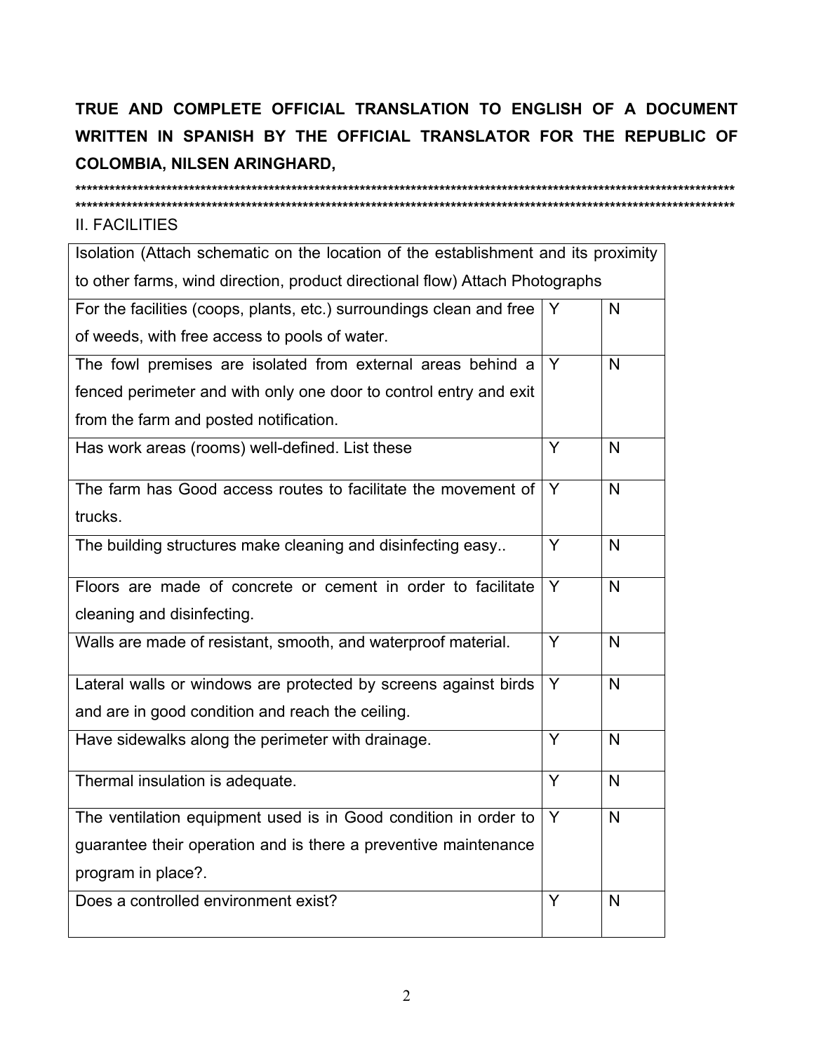**TRUE AND COMPLETE OFFICIAL TRANSLATION TO ENGLISH OF A DOCUMENT WRITTEN IN SPANISH BY THE OFFICIAL TRANSLATOR FOR THE REPUBLIC OF COLOMBIA, NILSEN ARINGHARD,**

**************************************************************************************************************************
**************************************************************************************************************************

II. FACILITIES

| Isolation (Attach schematic on the location of the establishment and its proximity to other farms, wind direction, product directional flow) Attach Photographs | | |
|---|---|---|
| For the facilities (coops, plants, etc.) surroundings clean and free of weeds, with free access to pools of water. | Y | N |
| The fowl premises are isolated from external areas behind a fenced perimeter and with only one door to control entry and exit from the farm and posted notification. | Y | N |
| Has work areas (rooms) well-defined. List these | Y | N |
| The farm has Good access routes to facilitate the movement of trucks. | Y | N |
| The building structures make cleaning and disinfecting easy.. | Y | N |
| Floors are made of concrete or cement in order to facilitate cleaning and disinfecting. | Y | N |
| Walls are made of resistant, smooth, and waterproof material. | Y | N |
| Lateral walls or windows are protected by screens against birds and are in good condition and reach the ceiling. | Y | N |
| Have sidewalks along the perimeter with drainage. | Y | N |
| Thermal insulation is adequate. | Y | N |
| The ventilation equipment used is in Good condition in order to guarantee their operation and is there a preventive maintenance program in place?. | Y | N |
| Does a controlled environment exist? | Y | N |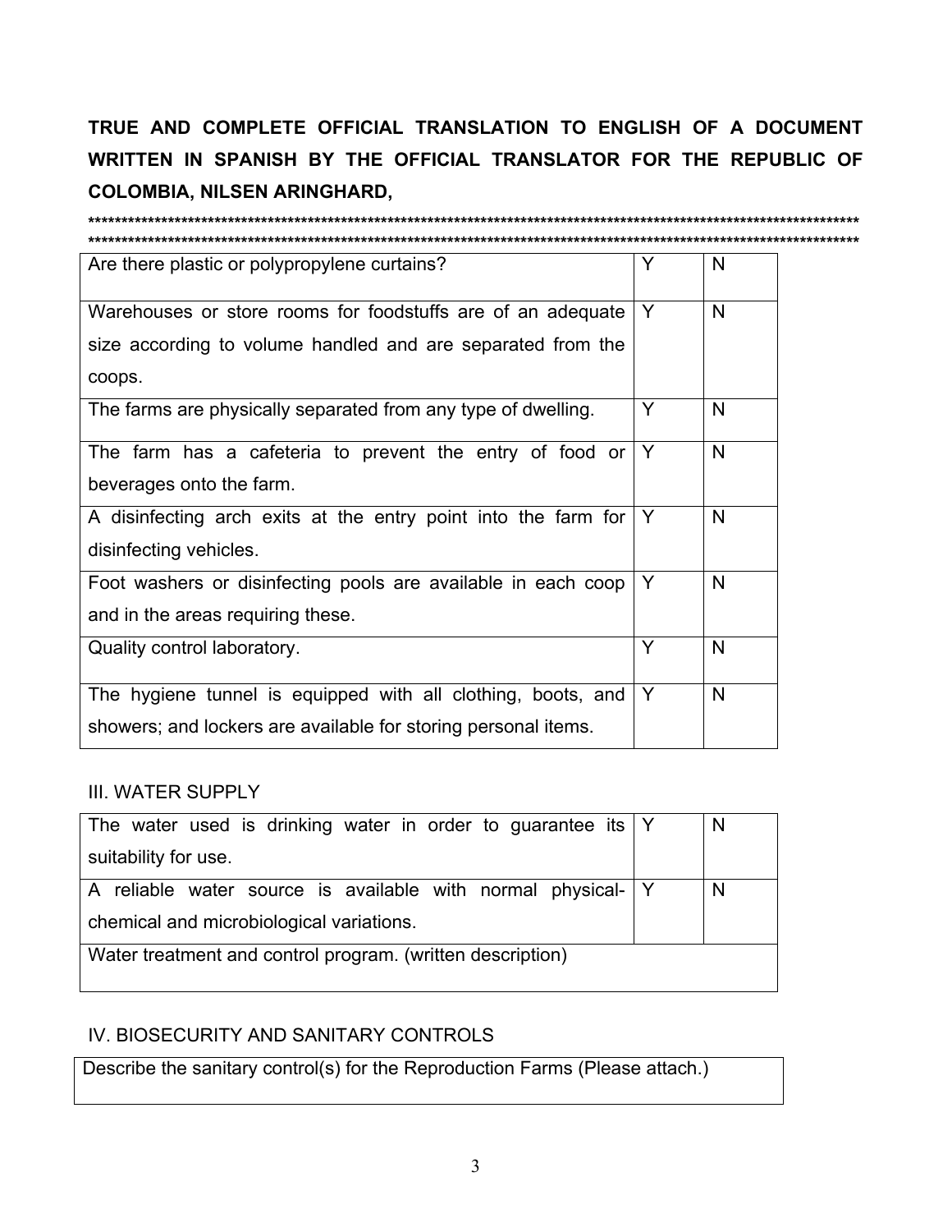**TRUE AND COMPLETE OFFICIAL TRANSLATION TO ENGLISH OF A DOCUMENT WRITTEN IN SPANISH BY THE OFFICIAL TRANSLATOR FOR THE REPUBLIC OF COLOMBIA, NILSEN ARINGHARD,**

**************************************************************************************************************************
**************************************************************************************************************************

| | | |
|---|---|---|
| Are there plastic or polypropylene curtains? | Y | N |
| Warehouses or store rooms for foodstuffs are of an adequate size according to volume handled and are separated from the coops. | Y | N |
| The farms are physically separated from any type of dwelling. | Y | N |
| The farm has a cafeteria to prevent the entry of food or beverages onto the farm. | Y | N |
| A disinfecting arch exits at the entry point into the farm for disinfecting vehicles. | Y | N |
| Foot washers or disinfecting pools are available in each coop and in the areas requiring these. | Y | N |
| Quality control laboratory. | Y | N |
| The hygiene tunnel is equipped with all clothing, boots, and showers; and lockers are available for storing personal items. | Y | N |

III. WATER SUPPLY

| | | |
|---|---|---|
| The water used is drinking water in order to guarantee its suitability for use. | Y | N |
| A reliable water source is available with normal physical-chemical and microbiological variations. | Y | N |
| Water treatment and control program. (written description) | | |

IV. BIOSECURITY AND SANITARY CONTROLS

| |
|---|
| Describe the sanitary control(s) for the Reproduction Farms (Please attach.) |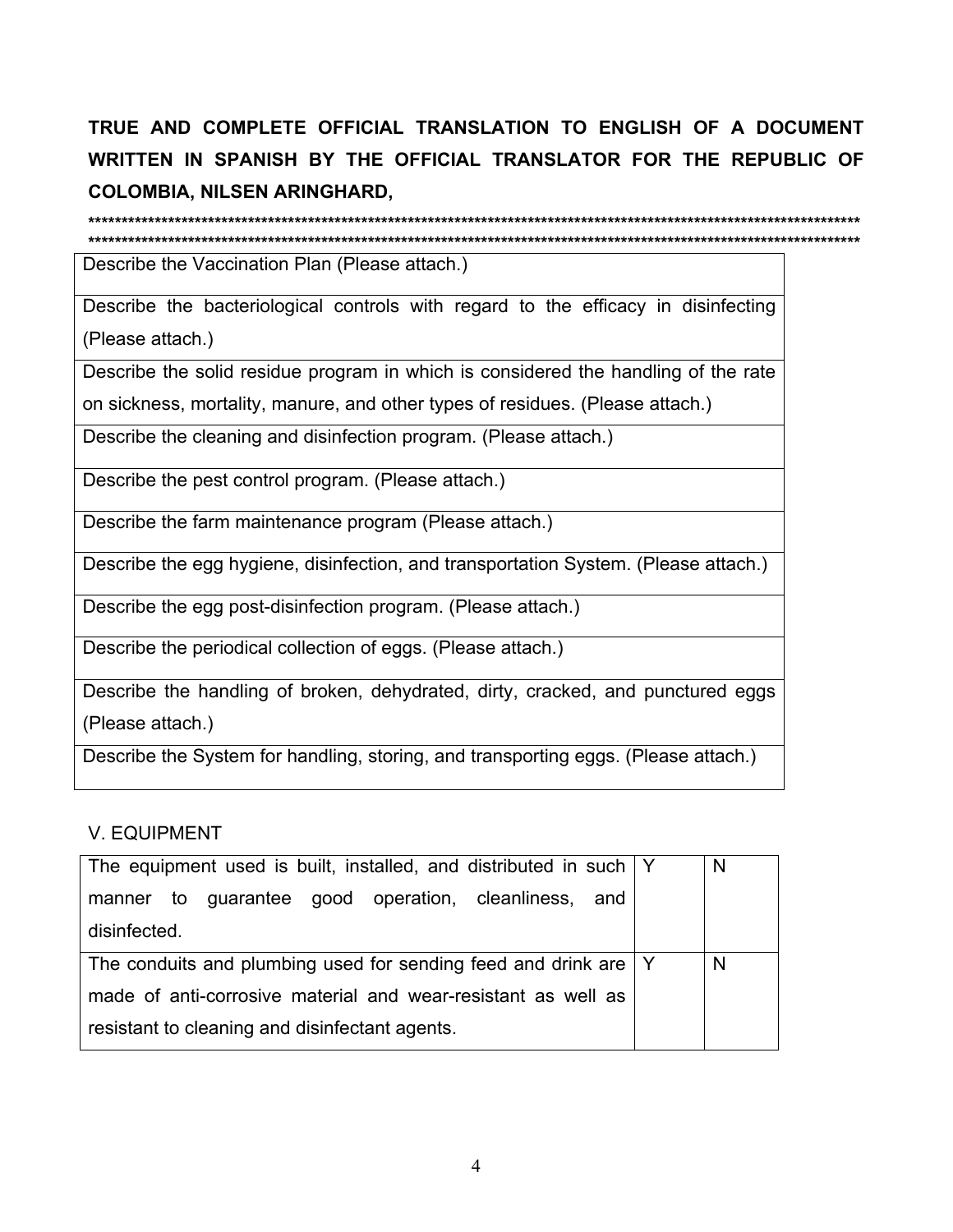**TRUE AND COMPLETE OFFICIAL TRANSLATION TO ENGLISH OF A DOCUMENT WRITTEN IN SPANISH BY THE OFFICIAL TRANSLATOR FOR THE REPUBLIC OF COLOMBIA, NILSEN ARINGHARD,**

**************************************************************************************************************************
**************************************************************************************************************************

| Describe the Vaccination Plan (Please attach.) |
|---|
| Describe the bacteriological controls with regard to the efficacy in disinfecting (Please attach.) |
| Describe the solid residue program in which is considered the handling of the rate on sickness, mortality, manure, and other types of residues. (Please attach.) |
| Describe the cleaning and disinfection program. (Please attach.) |
| Describe the pest control program. (Please attach.) |
| Describe the farm maintenance program (Please attach.) |
| Describe the egg hygiene, disinfection, and transportation System. (Please attach.) |
| Describe the egg post-disinfection program. (Please attach.) |
| Describe the periodical collection of eggs. (Please attach.) |
| Describe the handling of broken, dehydrated, dirty, cracked, and punctured eggs (Please attach.) |
| Describe the System for handling, storing, and transporting eggs. (Please attach.) |

V. EQUIPMENT

| | | |
|---|---|---|
| The equipment used is built, installed, and distributed in such manner to guarantee good operation, cleanliness, and disinfected. | Y | N |
| The conduits and plumbing used for sending feed and drink are made of anti-corrosive material and wear-resistant as well as resistant to cleaning and disinfectant agents. | Y | N |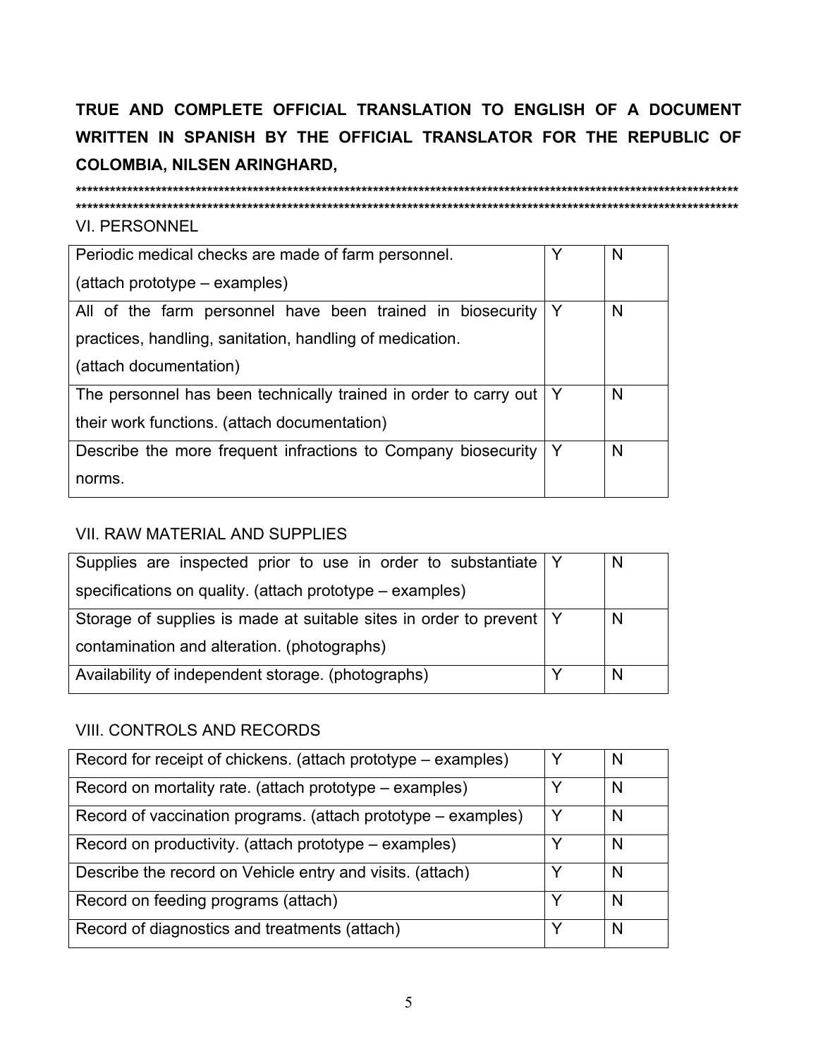**TRUE AND COMPLETE OFFICIAL TRANSLATION TO ENGLISH OF A DOCUMENT WRITTEN IN SPANISH BY THE OFFICIAL TRANSLATOR FOR THE REPUBLIC OF COLOMBIA, NILSEN ARINGHARD,**

**************************************************************************************************************************
**************************************************************************************************************************

VI. PERSONNEL

| | | |
|---|---|---|
| Periodic medical checks are made of farm personnel. (attach prototype – examples) | Y | N |
| All of the farm personnel have been trained in biosecurity practices, handling, sanitation, handling of medication. (attach documentation) | Y | N |
| The personnel has been technically trained in order to carry out their work functions. (attach documentation) | Y | N |
| Describe the more frequent infractions to Company biosecurity norms. | Y | N |

VII. RAW MATERIAL AND SUPPLIES

| | | |
|---|---|---|
| Supplies are inspected prior to use in order to substantiate specifications on quality. (attach prototype – examples) | Y | N |
| Storage of supplies is made at suitable sites in order to prevent contamination and alteration. (photographs) | Y | N |
| Availability of independent storage. (photographs) | Y | N |

VIII. CONTROLS AND RECORDS

| | | |
|---|---|---|
| Record for receipt of chickens. (attach prototype – examples) | Y | N |
| Record on mortality rate. (attach prototype – examples) | Y | N |
| Record of vaccination programs. (attach prototype – examples) | Y | N |
| Record on productivity. (attach prototype – examples) | Y | N |
| Describe the record on Vehicle entry and visits. (attach) | Y | N |
| Record on feeding programs (attach) | Y | N |
| Record of diagnostics and treatments (attach) | Y | N |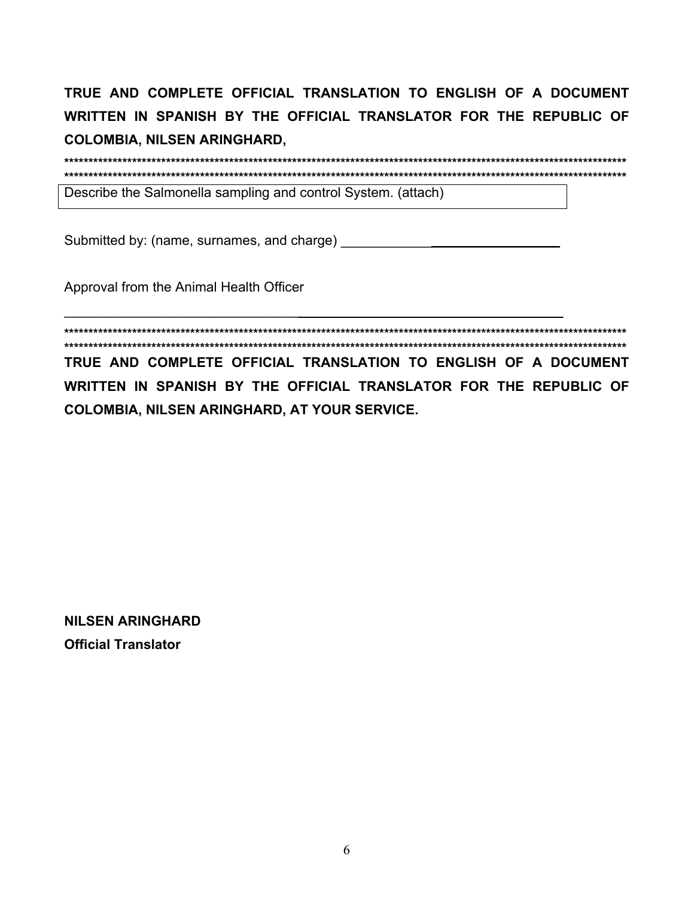**TRUE AND COMPLETE OFFICIAL TRANSLATION TO ENGLISH OF A DOCUMENT WRITTEN IN SPANISH BY THE OFFICIAL TRANSLATOR FOR THE REPUBLIC OF COLOMBIA, NILSEN ARINGHARD,**

**************************************************************************************************************************
**************************************************************************************************************************

| Describe the Salmonella sampling and control System. (attach) |
|---|

Submitted by: (name, surnames, and charge) ______________________________

Approval from the Animal Health Officer

_______________________________________________________________

**************************************************************************************************************************
**************************************************************************************************************************

**TRUE AND COMPLETE OFFICIAL TRANSLATION TO ENGLISH OF A DOCUMENT WRITTEN IN SPANISH BY THE OFFICIAL TRANSLATOR FOR THE REPUBLIC OF COLOMBIA, NILSEN ARINGHARD, AT YOUR SERVICE.**

**NILSEN ARINGHARD**
**Official Translator**